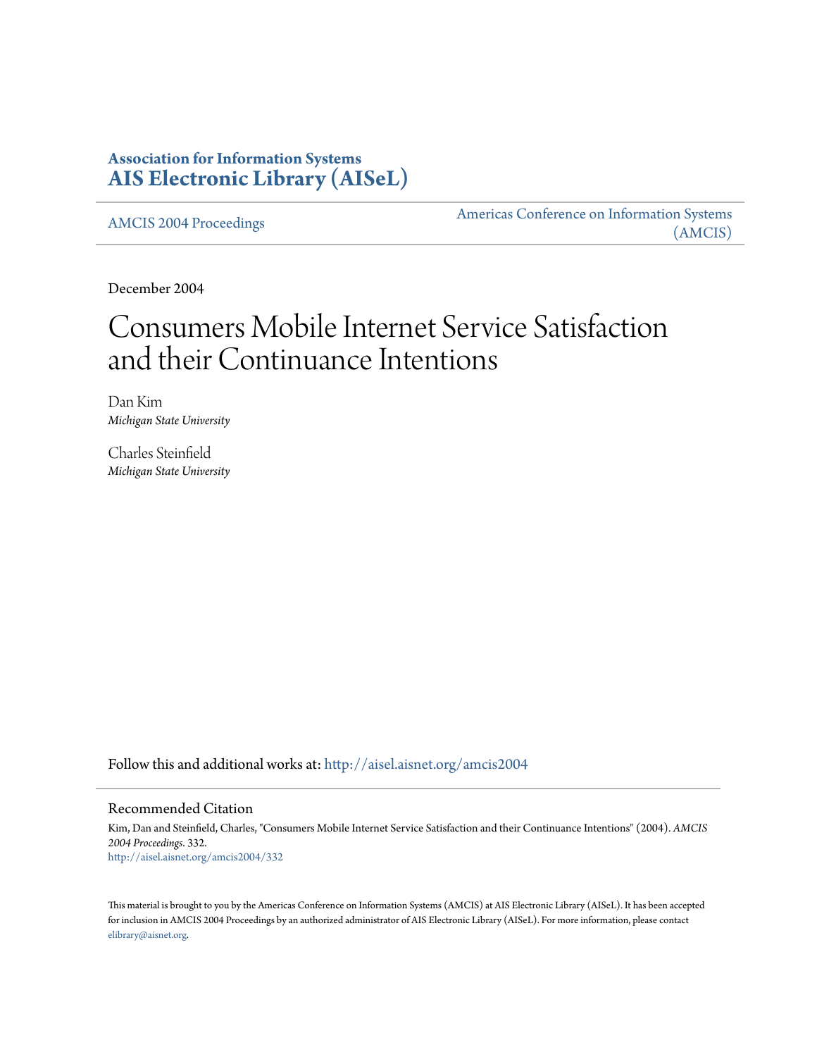# Association for Information Systems
# AIS Electronic Library (AISeL)

AMCIS 2004 Proceedings

Americas Conference on Information Systems (AMCIS)

December 2004

# Consumers Mobile Internet Service Satisfaction and their Continuance Intentions

Dan Kim
*Michigan State University*

Charles Steinfield
*Michigan State University*

Follow this and additional works at: http://aisel.aisnet.org/amcis2004

## Recommended Citation

Kim, Dan and Steinfield, Charles, "Consumers Mobile Internet Service Satisfaction and their Continuance Intentions" (2004). *AMCIS 2004 Proceedings*. 332.
http://aisel.aisnet.org/amcis2004/332

This material is brought to you by the Americas Conference on Information Systems (AMCIS) at AIS Electronic Library (AISeL). It has been accepted for inclusion in AMCIS 2004 Proceedings by an authorized administrator of AIS Electronic Library (AISeL). For more information, please contact elibrary@aisnet.org.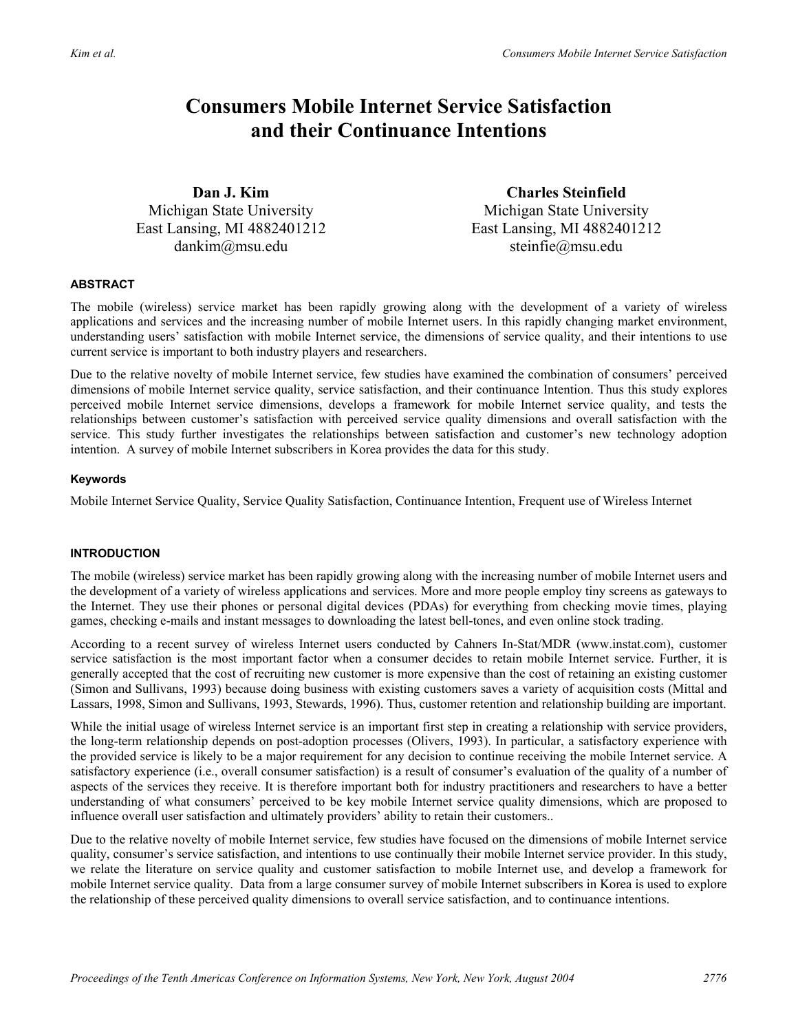# Consumers Mobile Internet Service Satisfaction and their Continuance Intentions

**Dan J. Kim**
Michigan State University
East Lansing, MI 4882401212
dankim@msu.edu

**Charles Steinfield**
Michigan State University
East Lansing, MI 4882401212
steinfie@msu.edu

#### ABSTRACT

The mobile (wireless) service market has been rapidly growing along with the development of a variety of wireless applications and services and the increasing number of mobile Internet users. In this rapidly changing market environment, understanding users' satisfaction with mobile Internet service, the dimensions of service quality, and their intentions to use current service is important to both industry players and researchers.

Due to the relative novelty of mobile Internet service, few studies have examined the combination of consumers' perceived dimensions of mobile Internet service quality, service satisfaction, and their continuance Intention. Thus this study explores perceived mobile Internet service dimensions, develops a framework for mobile Internet service quality, and tests the relationships between customer's satisfaction with perceived service quality dimensions and overall satisfaction with the service. This study further investigates the relationships between satisfaction and customer's new technology adoption intention. A survey of mobile Internet subscribers in Korea provides the data for this study.

#### Keywords

Mobile Internet Service Quality, Service Quality Satisfaction, Continuance Intention, Frequent use of Wireless Internet

#### INTRODUCTION

The mobile (wireless) service market has been rapidly growing along with the increasing number of mobile Internet users and the development of a variety of wireless applications and services. More and more people employ tiny screens as gateways to the Internet. They use their phones or personal digital devices (PDAs) for everything from checking movie times, playing games, checking e-mails and instant messages to downloading the latest bell-tones, and even online stock trading.

According to a recent survey of wireless Internet users conducted by Cahners In-Stat/MDR (www.instat.com), customer service satisfaction is the most important factor when a consumer decides to retain mobile Internet service. Further, it is generally accepted that the cost of recruiting new customer is more expensive than the cost of retaining an existing customer (Simon and Sullivans, 1993) because doing business with existing customers saves a variety of acquisition costs (Mittal and Lassars, 1998, Simon and Sullivans, 1993, Stewards, 1996). Thus, customer retention and relationship building are important.

While the initial usage of wireless Internet service is an important first step in creating a relationship with service providers, the long-term relationship depends on post-adoption processes (Olivers, 1993). In particular, a satisfactory experience with the provided service is likely to be a major requirement for any decision to continue receiving the mobile Internet service. A satisfactory experience (i.e., overall consumer satisfaction) is a result of consumer's evaluation of the quality of a number of aspects of the services they receive. It is therefore important both for industry practitioners and researchers to have a better understanding of what consumers' perceived to be key mobile Internet service quality dimensions, which are proposed to influence overall user satisfaction and ultimately providers' ability to retain their customers..

Due to the relative novelty of mobile Internet service, few studies have focused on the dimensions of mobile Internet service quality, consumer's service satisfaction, and intentions to use continually their mobile Internet service provider. In this study, we relate the literature on service quality and customer satisfaction to mobile Internet use, and develop a framework for mobile Internet service quality. Data from a large consumer survey of mobile Internet subscribers in Korea is used to explore the relationship of these perceived quality dimensions to overall service satisfaction, and to continuance intentions.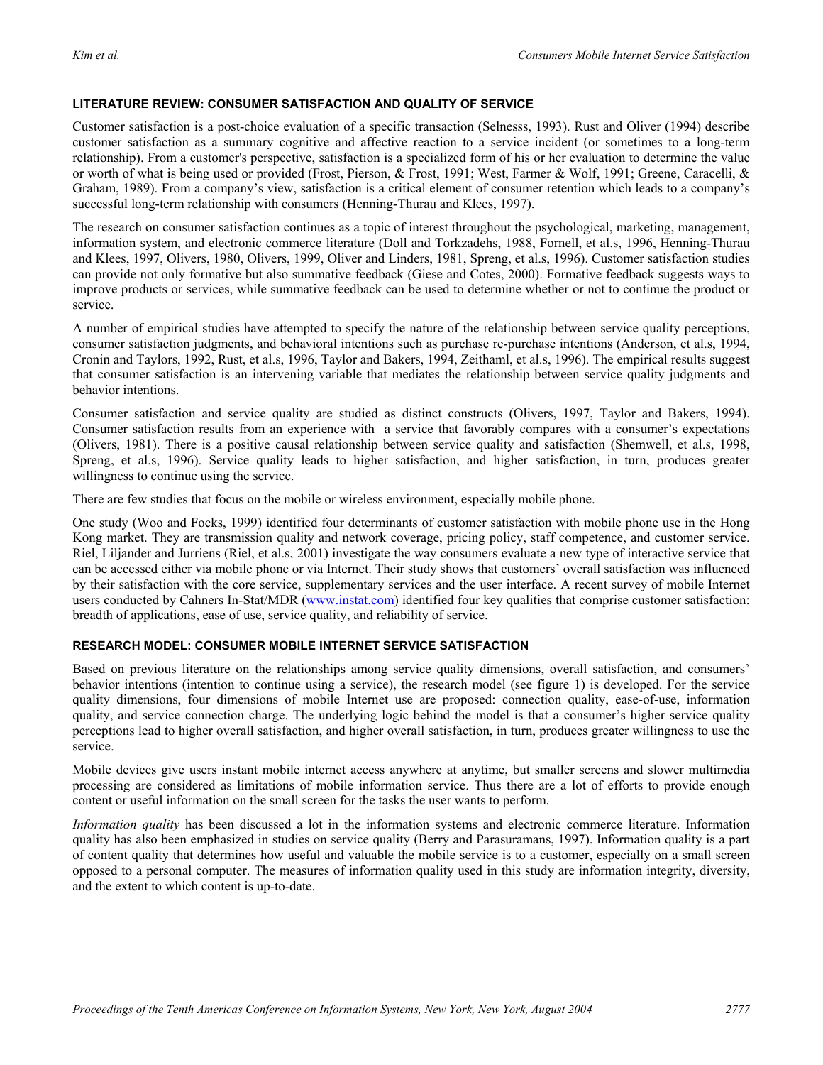## LITERATURE REVIEW: CONSUMER SATISFACTION AND QUALITY OF SERVICE

Customer satisfaction is a post-choice evaluation of a specific transaction (Selnesss, 1993). Rust and Oliver (1994) describe customer satisfaction as a summary cognitive and affective reaction to a service incident (or sometimes to a long-term relationship). From a customer's perspective, satisfaction is a specialized form of his or her evaluation to determine the value or worth of what is being used or provided (Frost, Pierson, & Frost, 1991; West, Farmer & Wolf, 1991; Greene, Caracelli, & Graham, 1989). From a company's view, satisfaction is a critical element of consumer retention which leads to a company's successful long-term relationship with consumers (Henning-Thurau and Klees, 1997).

The research on consumer satisfaction continues as a topic of interest throughout the psychological, marketing, management, information system, and electronic commerce literature (Doll and Torkzadehs, 1988, Fornell, et al.s, 1996, Henning-Thurau and Klees, 1997, Olivers, 1980, Olivers, 1999, Oliver and Linders, 1981, Spreng, et al.s, 1996). Customer satisfaction studies can provide not only formative but also summative feedback (Giese and Cotes, 2000). Formative feedback suggests ways to improve products or services, while summative feedback can be used to determine whether or not to continue the product or service.

A number of empirical studies have attempted to specify the nature of the relationship between service quality perceptions, consumer satisfaction judgments, and behavioral intentions such as purchase re-purchase intentions (Anderson, et al.s, 1994, Cronin and Taylors, 1992, Rust, et al.s, 1996, Taylor and Bakers, 1994, Zeithaml, et al.s, 1996). The empirical results suggest that consumer satisfaction is an intervening variable that mediates the relationship between service quality judgments and behavior intentions.

Consumer satisfaction and service quality are studied as distinct constructs (Olivers, 1997, Taylor and Bakers, 1994). Consumer satisfaction results from an experience with a service that favorably compares with a consumer's expectations (Olivers, 1981). There is a positive causal relationship between service quality and satisfaction (Shemwell, et al.s, 1998, Spreng, et al.s, 1996). Service quality leads to higher satisfaction, and higher satisfaction, in turn, produces greater willingness to continue using the service.

There are few studies that focus on the mobile or wireless environment, especially mobile phone.

One study (Woo and Focks, 1999) identified four determinants of customer satisfaction with mobile phone use in the Hong Kong market. They are transmission quality and network coverage, pricing policy, staff competence, and customer service. Riel, Liljander and Jurriens (Riel, et al.s, 2001) investigate the way consumers evaluate a new type of interactive service that can be accessed either via mobile phone or via Internet. Their study shows that customers' overall satisfaction was influenced by their satisfaction with the core service, supplementary services and the user interface. A recent survey of mobile Internet users conducted by Cahners In-Stat/MDR (www.instat.com) identified four key qualities that comprise customer satisfaction: breadth of applications, ease of use, service quality, and reliability of service.

## RESEARCH MODEL: CONSUMER MOBILE INTERNET SERVICE SATISFACTION

Based on previous literature on the relationships among service quality dimensions, overall satisfaction, and consumers' behavior intentions (intention to continue using a service), the research model (see figure 1) is developed. For the service quality dimensions, four dimensions of mobile Internet use are proposed: connection quality, ease-of-use, information quality, and service connection charge. The underlying logic behind the model is that a consumer's higher service quality perceptions lead to higher overall satisfaction, and higher overall satisfaction, in turn, produces greater willingness to use the service.

Mobile devices give users instant mobile internet access anywhere at anytime, but smaller screens and slower multimedia processing are considered as limitations of mobile information service. Thus there are a lot of efforts to provide enough content or useful information on the small screen for the tasks the user wants to perform.

*Information quality* has been discussed a lot in the information systems and electronic commerce literature. Information quality has also been emphasized in studies on service quality (Berry and Parasuramans, 1997). Information quality is a part of content quality that determines how useful and valuable the mobile service is to a customer, especially on a small screen opposed to a personal computer. The measures of information quality used in this study are information integrity, diversity, and the extent to which content is up-to-date.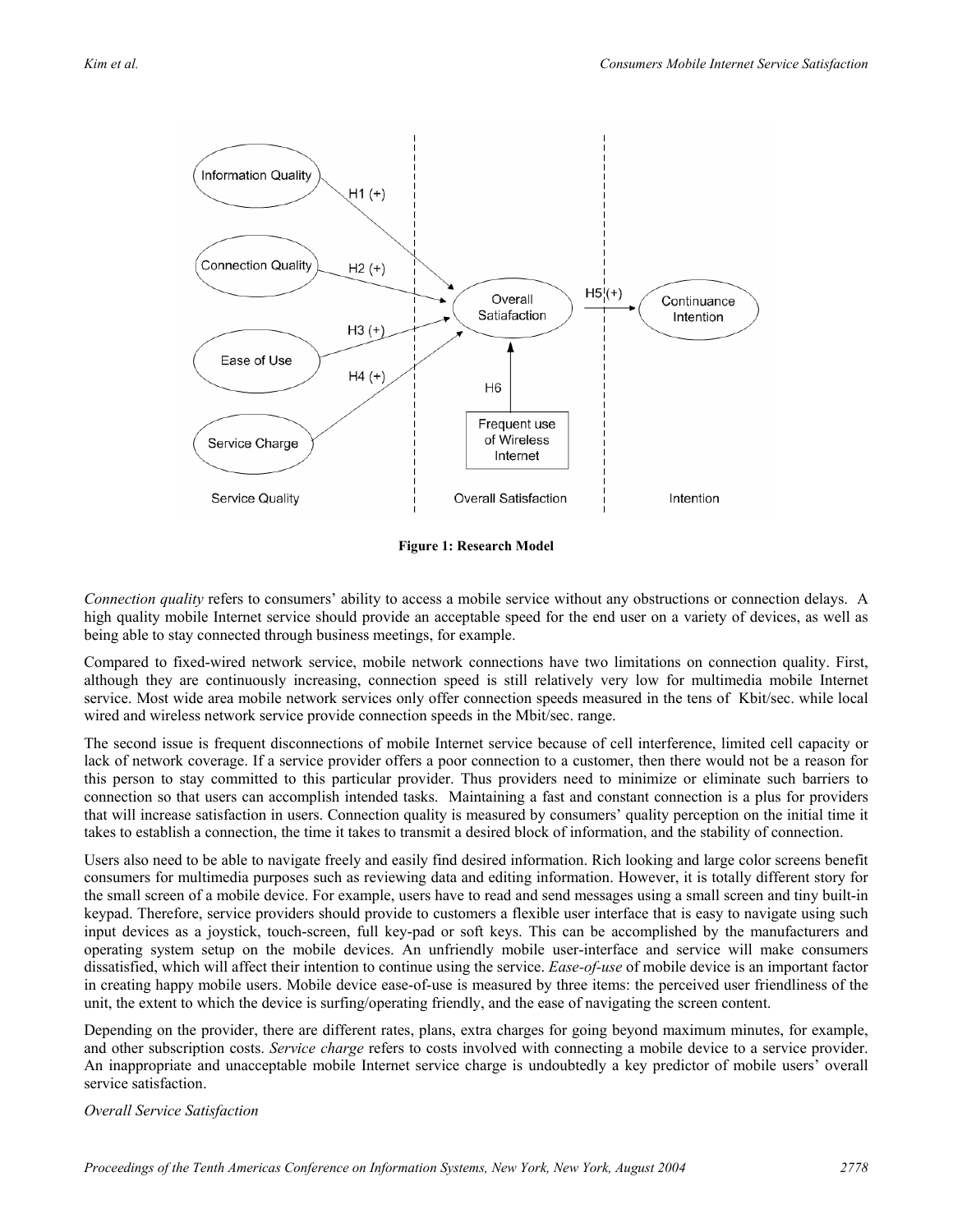**Figure 1: Research Model**

*Connection quality* refers to consumers' ability to access a mobile service without any obstructions or connection delays. A high quality mobile Internet service should provide an acceptable speed for the end user on a variety of devices, as well as being able to stay connected through business meetings, for example.

Compared to fixed-wired network service, mobile network connections have two limitations on connection quality. First, although they are continuously increasing, connection speed is still relatively very low for multimedia mobile Internet service. Most wide area mobile network services only offer connection speeds measured in the tens of Kbit/sec. while local wired and wireless network service provide connection speeds in the Mbit/sec. range.

The second issue is frequent disconnections of mobile Internet service because of cell interference, limited cell capacity or lack of network coverage. If a service provider offers a poor connection to a customer, then there would not be a reason for this person to stay committed to this particular provider. Thus providers need to minimize or eliminate such barriers to connection so that users can accomplish intended tasks. Maintaining a fast and constant connection is a plus for providers that will increase satisfaction in users. Connection quality is measured by consumers' quality perception on the initial time it takes to establish a connection, the time it takes to transmit a desired block of information, and the stability of connection.

Users also need to be able to navigate freely and easily find desired information. Rich looking and large color screens benefit consumers for multimedia purposes such as reviewing data and editing information. However, it is totally different story for the small screen of a mobile device. For example, users have to read and send messages using a small screen and tiny built-in keypad. Therefore, service providers should provide to customers a flexible user interface that is easy to navigate using such input devices as a joystick, touch-screen, full key-pad or soft keys. This can be accomplished by the manufacturers and operating system setup on the mobile devices. An unfriendly mobile user-interface and service will make consumers dissatisfied, which will affect their intention to continue using the service. *Ease-of-use* of mobile device is an important factor in creating happy mobile users. Mobile device ease-of-use is measured by three items: the perceived user friendliness of the unit, the extent to which the device is surfing/operating friendly, and the ease of navigating the screen content.

Depending on the provider, there are different rates, plans, extra charges for going beyond maximum minutes, for example, and other subscription costs. *Service charge* refers to costs involved with connecting a mobile device to a service provider. An inappropriate and unacceptable mobile Internet service charge is undoubtedly a key predictor of mobile users' overall service satisfaction.

*Overall Service Satisfaction*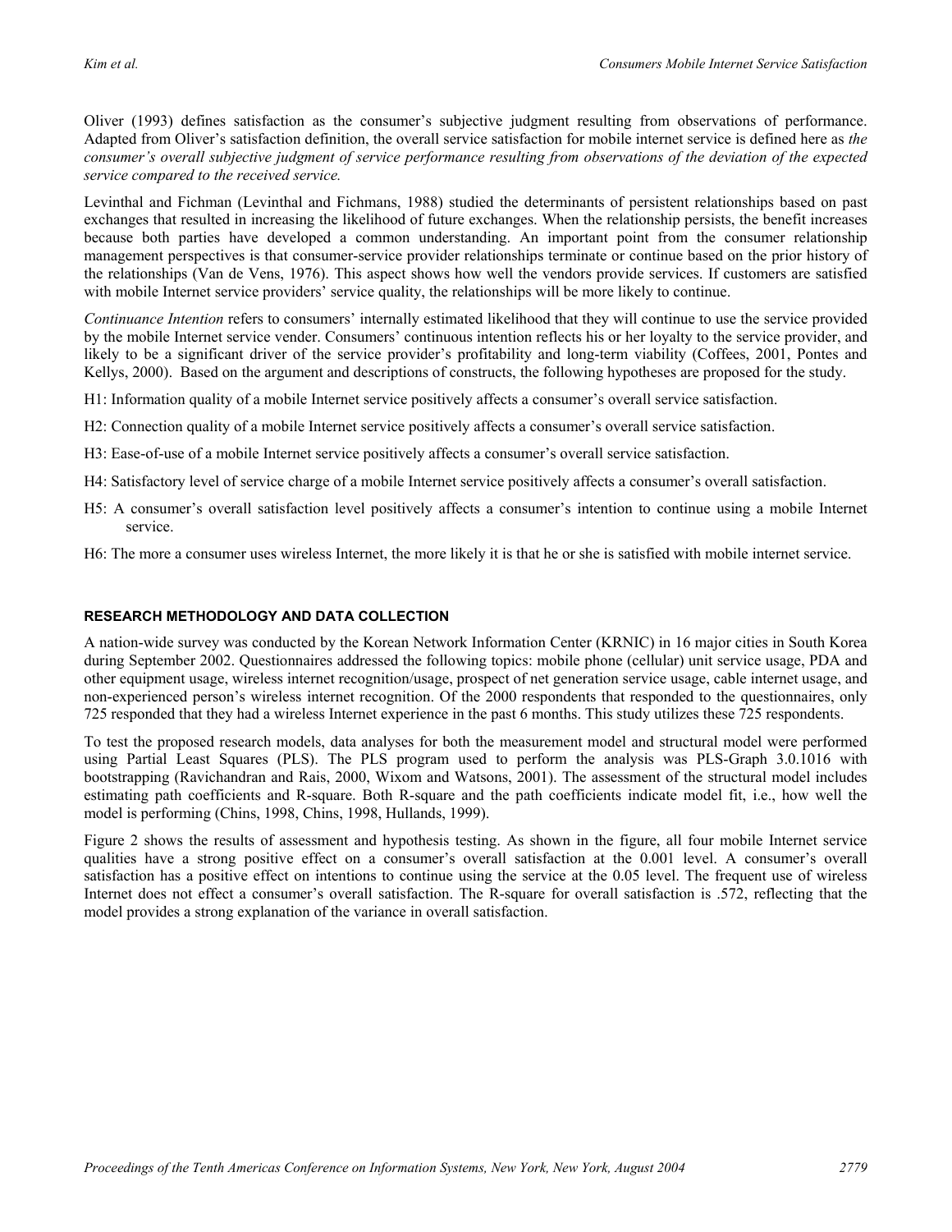Oliver (1993) defines satisfaction as the consumer's subjective judgment resulting from observations of performance. Adapted from Oliver's satisfaction definition, the overall service satisfaction for mobile internet service is defined here as *the consumer's overall subjective judgment of service performance resulting from observations of the deviation of the expected service compared to the received service.*

Levinthal and Fichman (Levinthal and Fichmans, 1988) studied the determinants of persistent relationships based on past exchanges that resulted in increasing the likelihood of future exchanges. When the relationship persists, the benefit increases because both parties have developed a common understanding. An important point from the consumer relationship management perspectives is that consumer-service provider relationships terminate or continue based on the prior history of the relationships (Van de Vens, 1976). This aspect shows how well the vendors provide services. If customers are satisfied with mobile Internet service providers' service quality, the relationships will be more likely to continue.

*Continuance Intention* refers to consumers' internally estimated likelihood that they will continue to use the service provided by the mobile Internet service vender. Consumers' continuous intention reflects his or her loyalty to the service provider, and likely to be a significant driver of the service provider's profitability and long-term viability (Coffees, 2001, Pontes and Kellys, 2000). Based on the argument and descriptions of constructs, the following hypotheses are proposed for the study.

H1: Information quality of a mobile Internet service positively affects a consumer's overall service satisfaction.

H2: Connection quality of a mobile Internet service positively affects a consumer's overall service satisfaction.

H3: Ease-of-use of a mobile Internet service positively affects a consumer's overall service satisfaction.

H4: Satisfactory level of service charge of a mobile Internet service positively affects a consumer's overall satisfaction.

H5: A consumer's overall satisfaction level positively affects a consumer's intention to continue using a mobile Internet service.

H6: The more a consumer uses wireless Internet, the more likely it is that he or she is satisfied with mobile internet service.

## RESEARCH METHODOLOGY AND DATA COLLECTION

A nation-wide survey was conducted by the Korean Network Information Center (KRNIC) in 16 major cities in South Korea during September 2002. Questionnaires addressed the following topics: mobile phone (cellular) unit service usage, PDA and other equipment usage, wireless internet recognition/usage, prospect of net generation service usage, cable internet usage, and non-experienced person's wireless internet recognition. Of the 2000 respondents that responded to the questionnaires, only 725 responded that they had a wireless Internet experience in the past 6 months. This study utilizes these 725 respondents.

To test the proposed research models, data analyses for both the measurement model and structural model were performed using Partial Least Squares (PLS). The PLS program used to perform the analysis was PLS-Graph 3.0.1016 with bootstrapping (Ravichandran and Rais, 2000, Wixom and Watsons, 2001). The assessment of the structural model includes estimating path coefficients and R-square. Both R-square and the path coefficients indicate model fit, i.e., how well the model is performing (Chins, 1998, Chins, 1998, Hullands, 1999).

Figure 2 shows the results of assessment and hypothesis testing. As shown in the figure, all four mobile Internet service qualities have a strong positive effect on a consumer's overall satisfaction at the 0.001 level. A consumer's overall satisfaction has a positive effect on intentions to continue using the service at the 0.05 level. The frequent use of wireless Internet does not effect a consumer's overall satisfaction. The R-square for overall satisfaction is .572, reflecting that the model provides a strong explanation of the variance in overall satisfaction.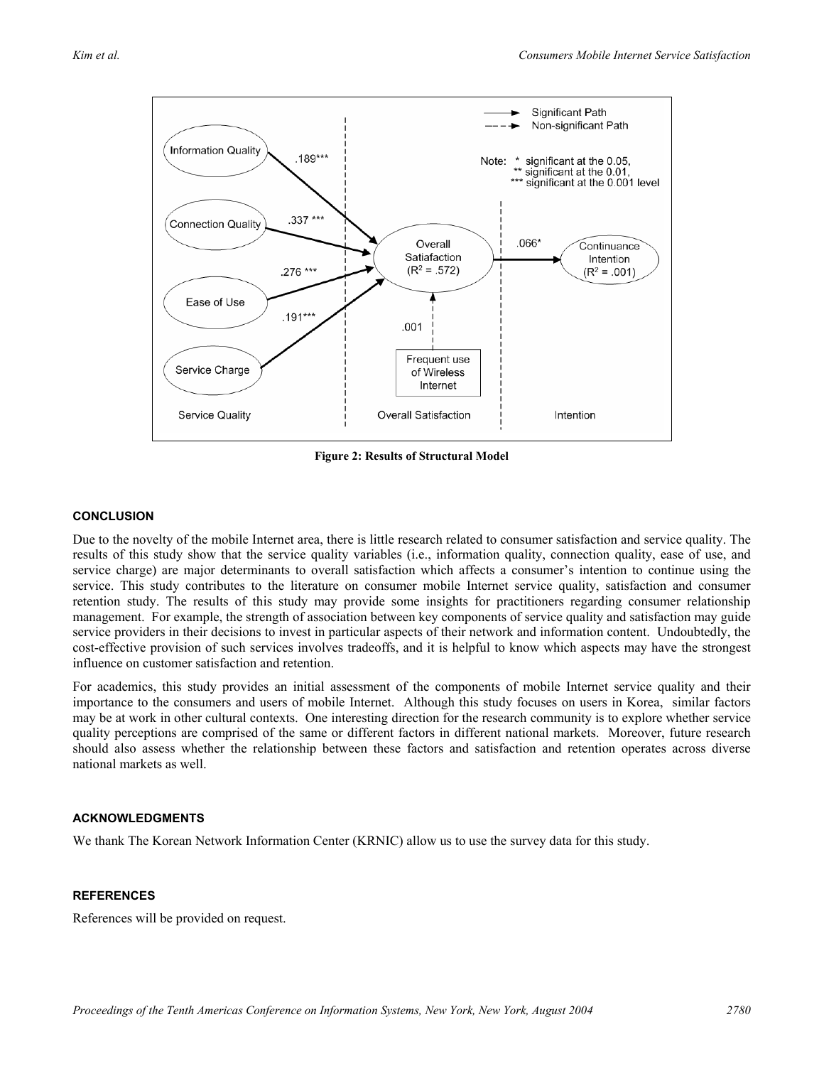Significant Path

Non-significant Path

Note: * significant at the 0.05,
** significant at the 0.01,
*** significant at the 0.001 level

Information Quality

.189***

Connection Quality

.337 ***

Ease of Use

.276 ***

Service Charge

.191***

Overall Satiafaction ($R^2$ = .572)

.001

Frequent use of Wireless Internet

.066*

Continuance Intention ($R^2$ = .001)

Service Quality

Overall Satisfaction

Intention

**Figure 2: Results of Structural Model**

### CONCLUSION

Due to the novelty of the mobile Internet area, there is little research related to consumer satisfaction and service quality. The results of this study show that the service quality variables (i.e., information quality, connection quality, ease of use, and service charge) are major determinants to overall satisfaction which affects a consumer's intention to continue using the service. This study contributes to the literature on consumer mobile Internet service quality, satisfaction and consumer retention study. The results of this study may provide some insights for practitioners regarding consumer relationship management. For example, the strength of association between key components of service quality and satisfaction may guide service providers in their decisions to invest in particular aspects of their network and information content. Undoubtedly, the cost-effective provision of such services involves tradeoffs, and it is helpful to know which aspects may have the strongest influence on customer satisfaction and retention.

For academics, this study provides an initial assessment of the components of mobile Internet service quality and their importance to the consumers and users of mobile Internet. Although this study focuses on users in Korea, similar factors may be at work in other cultural contexts. One interesting direction for the research community is to explore whether service quality perceptions are comprised of the same or different factors in different national markets. Moreover, future research should also assess whether the relationship between these factors and satisfaction and retention operates across diverse national markets as well.

### ACKNOWLEDGMENTS

We thank The Korean Network Information Center (KRNIC) allow us to use the survey data for this study.

### REFERENCES

References will be provided on request.